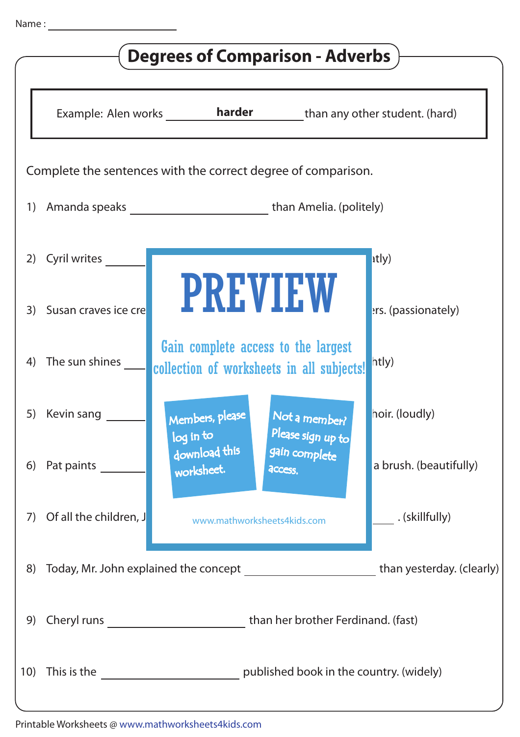Name : ____________________

# Degrees of Comparison - Adverbs

Example: Alen works **harder** than any other student. (hard)

Complete the sentences with the correct degree of comparison.

1) Amanda speaks ____________________ than Amelia. (politely)

2) Cyril writes ________ atly)

3) Susan craves ice cre ers. (passionately)

4) The sun shines ________ htly)

5) Kevin sang ________ hoir. (loudly)

6) Pat paints ________ a brush. (beautifully)

7) Of all the children, J ________ . (skillfully)

8) Today, Mr. John explained the concept ____________________ than yesterday. (clearly)

9) Cheryl runs ____________________ than her brother Ferdinand. (fast)

10) This is the ____________________ published book in the country. (widely)

PREVIEW

Gain complete access to the largest collection of worksheets in all subjects!

Members, please log in to download this worksheet.

Not a member? Please sign up to gain complete access.

www.mathworksheets4kids.com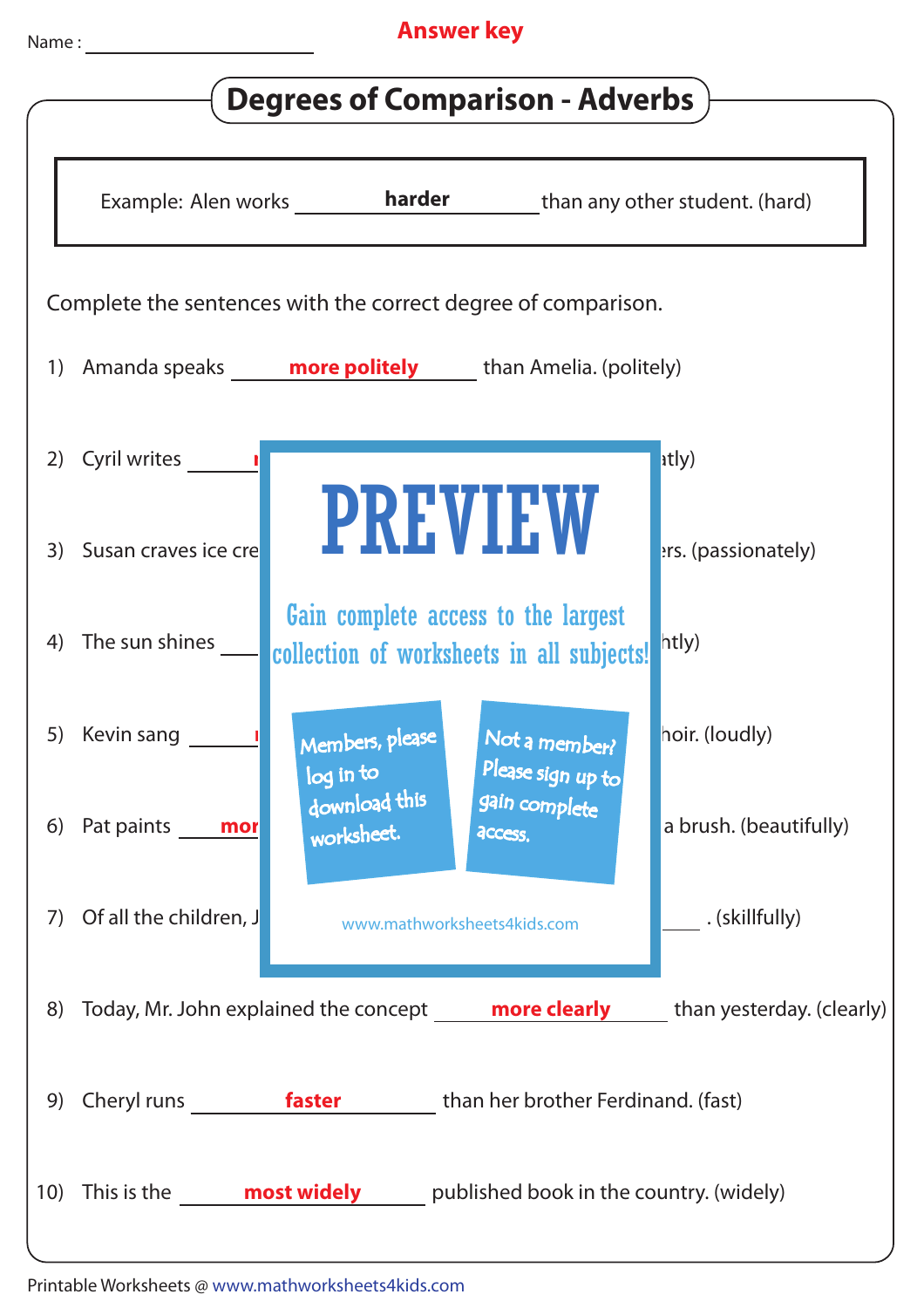Name : ____________________

**Answer key**

# Degrees of Comparison - Adverbs

Example: Alen works **harder** than any other student. (hard)

Complete the sentences with the correct degree of comparison.

1) Amanda speaks **more politely** than Amelia. (politely)

2) Cyril writes **r** ... ıtly)

3) Susan craves ice cre ... ɪrs. (passionately)

4) The sun shines ... htly)

5) Kevin sang **r** ... hoir. (loudly)

6) Pat paints **mor** ... a brush. (beautifully)

7) Of all the children, J ... . (skillfully)

PREVIEW

Gain complete access to the largest collection of worksheets in all subjects!

Members, please log in to download this worksheet.

Not a member? Please sign up to gain complete access.

www.mathworksheets4kids.com

8) Today, Mr. John explained the concept **more clearly** than yesterday. (clearly)

9) Cheryl runs **faster** than her brother Ferdinand. (fast)

10) This is the **most widely** published book in the country. (widely)

Printable Worksheets @ www.mathworksheets4kids.com